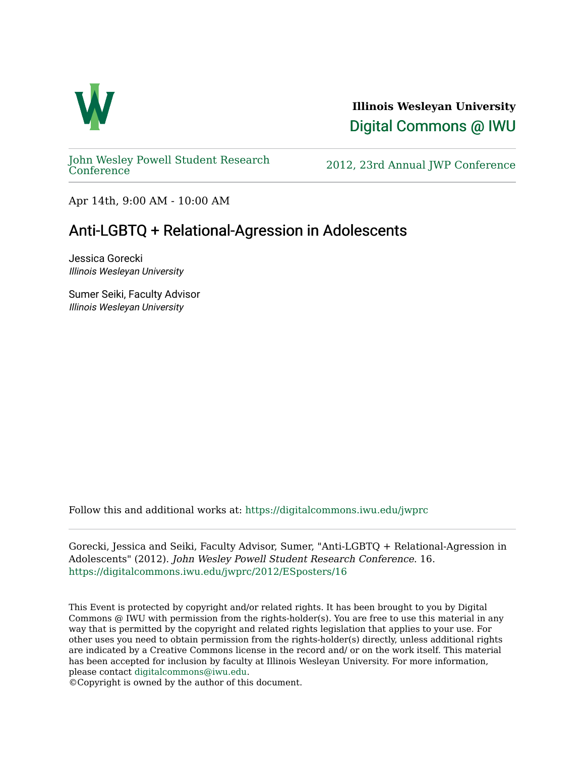**Illinois Wesleyan University**

Digital Commons @ IWU

John Wesley Powell Student Research Conference

2012, 23rd Annual JWP Conference

Apr 14th, 9:00 AM - 10:00 AM

# Anti-LGBTQ + Relational-Agression in Adolescents

Jessica Gorecki
*Illinois Wesleyan University*

Sumer Seiki, Faculty Advisor
*Illinois Wesleyan University*

Follow this and additional works at: https://digitalcommons.iwu.edu/jwprc

Gorecki, Jessica and Seiki, Faculty Advisor, Sumer, "Anti-LGBTQ + Relational-Agression in Adolescents" (2012). *John Wesley Powell Student Research Conference*. 16.
https://digitalcommons.iwu.edu/jwprc/2012/ESposters/16

This Event is protected by copyright and/or related rights. It has been brought to you by Digital Commons @ IWU with permission from the rights-holder(s). You are free to use this material in any way that is permitted by the copyright and related rights legislation that applies to your use. For other uses you need to obtain permission from the rights-holder(s) directly, unless additional rights are indicated by a Creative Commons license in the record and/ or on the work itself. This material has been accepted for inclusion by faculty at Illinois Wesleyan University. For more information, please contact digitalcommons@iwu.edu.
©Copyright is owned by the author of this document.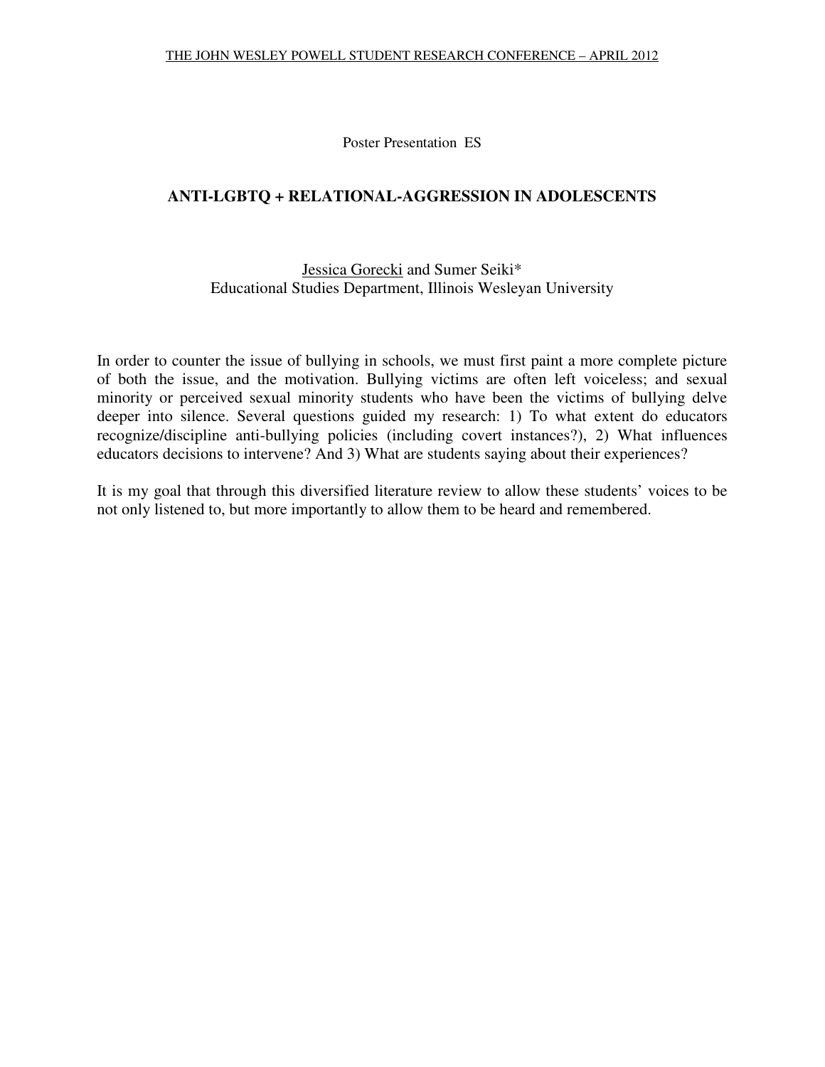Poster Presentation ES

## ANTI-LGBTQ + RELATIONAL-AGGRESSION IN ADOLESCENTS

Jessica Gorecki and Sumer Seiki*
Educational Studies Department, Illinois Wesleyan University

In order to counter the issue of bullying in schools, we must first paint a more complete picture of both the issue, and the motivation. Bullying victims are often left voiceless; and sexual minority or perceived sexual minority students who have been the victims of bullying delve deeper into silence. Several questions guided my research: 1) To what extent do educators recognize/discipline anti-bullying policies (including covert instances?), 2) What influences educators decisions to intervene? And 3) What are students saying about their experiences?

It is my goal that through this diversified literature review to allow these students' voices to be not only listened to, but more importantly to allow them to be heard and remembered.